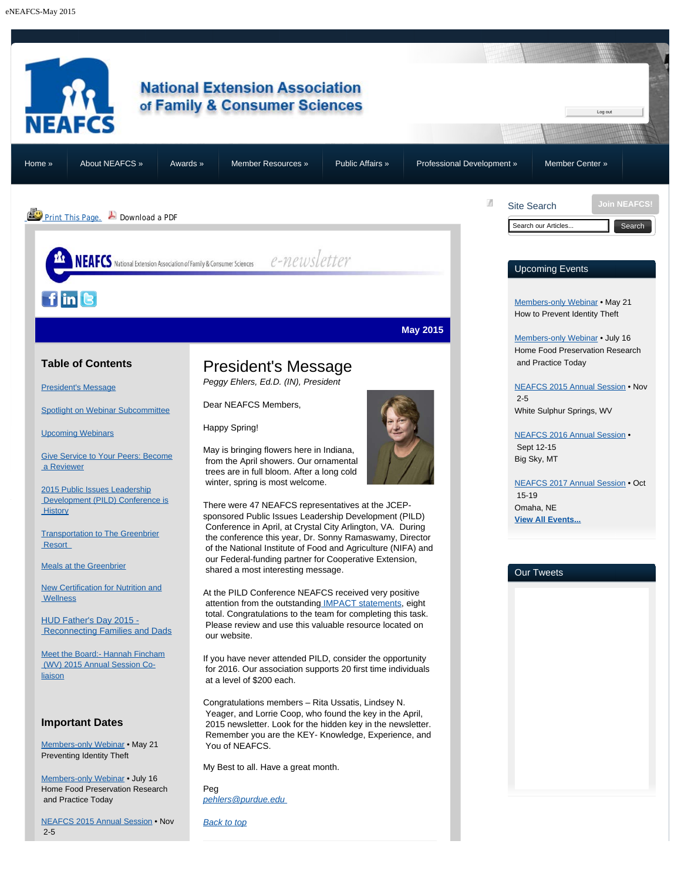eNEAFCS-May 2015

National Extension Association of Family & Consumer Sciences

Log out

Home » | About NEAFCS » | Awards » | Member Resources » | Public Affairs » | Professional Development » | Member Center »

Print This Page. Download a PDF

NEAFCS National Extension Association of Family & Consumer Sciences e-newsletter

**May 2015**

## Table of Contents

President's Message

Spotlight on Webinar Subcommittee

Upcoming Webinars

Give Service to Your Peers: Become a Reviewer

2015 Public Issues Leadership Development (PILD) Conference is History

Transportation to The Greenbrier Resort

Meals at the Greenbrier

New Certification for Nutrition and Wellness

HUD Father's Day 2015 - Reconnecting Families and Dads

Meet the Board:- Hannah Fincham (WV) 2015 Annual Session Co-liaison

## Important Dates

Members-only Webinar • May 21
Preventing Identity Theft

Members-only Webinar • July 16
Home Food Preservation Research and Practice Today

NEAFCS 2015 Annual Session • Nov 2-5

# President's Message

*Peggy Ehlers, Ed.D. (IN), President*

Dear NEAFCS Members,

Happy Spring!

May is bringing flowers here in Indiana, from the April showers. Our ornamental trees are in full bloom. After a long cold winter, spring is most welcome.

There were 47 NEAFCS representatives at the JCEP-sponsored Public Issues Leadership Development (PILD) Conference in April, at Crystal City Arlington, VA. During the conference this year, Dr. Sonny Ramaswamy, Director of the National Institute of Food and Agriculture (NIFA) and our Federal-funding partner for Cooperative Extension, shared a most interesting message.

At the PILD Conference NEAFCS received very positive attention from the outstanding IMPACT statements, eight total. Congratulations to the team for completing this task. Please review and use this valuable resource located on our website.

If you have never attended PILD, consider the opportunity for 2016. Our association supports 20 first time individuals at a level of $200 each.

Congratulations members – Rita Ussatis, Lindsey N. Yeager, and Lorrie Coop, who found the key in the April, 2015 newsletter. Look for the hidden key in the newsletter. Remember you are the KEY- Knowledge, Experience, and You of NEAFCS.

My Best to all. Have a great month.

Peg
*pehlers@purdue.edu*

*Back to top*

Site Search

Join NEAFCS!

Search our Articles... Search

## Upcoming Events

Members-only Webinar • May 21
How to Prevent Identity Theft

Members-only Webinar • July 16
Home Food Preservation Research and Practice Today

NEAFCS 2015 Annual Session • Nov 2-5
White Sulphur Springs, WV

NEAFCS 2016 Annual Session • Sept 12-15
Big Sky, MT

NEAFCS 2017 Annual Session • Oct 15-19
Omaha, NE

**View All Events...**

## Our Tweets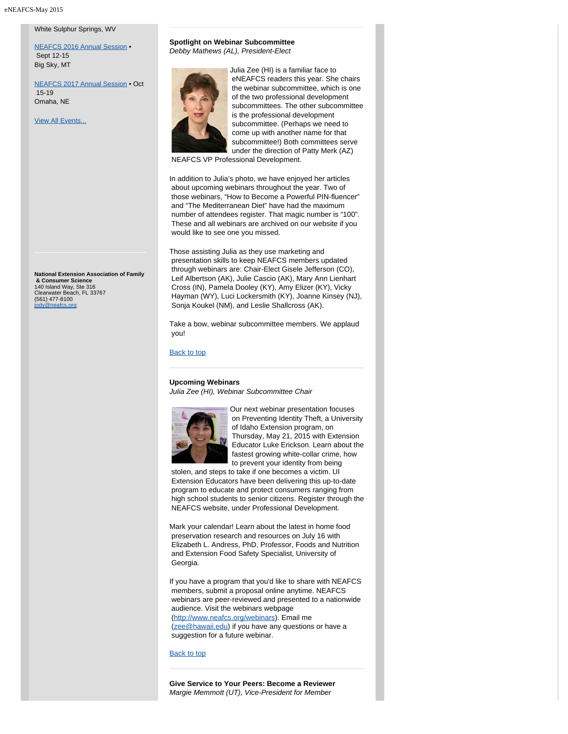White Sulphur Springs, WV

NEAFCS 2016 Annual Session • Sept 12-15
Big Sky, MT

NEAFCS 2017 Annual Session • Oct 15-19
Omaha, NE

View All Events...

**National Extension Association of Family & Consumer Science**
140 Island Way, Ste 316
Clearwater Beach, FL 33767
(561) 477-8100
jody@neafcs.org

**Spotlight on Webinar Subcommittee**
*Debby Mathews (AL), President-Elect*

Julia Zee (HI) is a familiar face to eNEAFCS readers this year. She chairs the webinar subcommittee, which is one of the two professional development subcommittees. The other subcommittee is the professional development subcommittee. (Perhaps we need to come up with another name for that subcommittee!) Both committees serve under the direction of Patty Merk (AZ) NEAFCS VP Professional Development.

In addition to Julia's photo, we have enjoyed her articles about upcoming webinars throughout the year. Two of those webinars, "How to Become a Powerful PIN-fluencer" and "The Mediterranean Diet" have had the maximum number of attendees register. That magic number is "100". These and all webinars are archived on our website if you would like to see one you missed.

Those assisting Julia as they use marketing and presentation skills to keep NEAFCS members updated through webinars are: Chair-Elect Gisele Jefferson (CO), Leif Albertson (AK), Julie Cascio (AK), Mary Ann Lienhart Cross (IN), Pamela Dooley (KY), Amy Elizer (KY), Vicky Hayman (WY), Luci Lockersmith (KY), Joanne Kinsey (NJ), Sonja Koukel (NM), and Leslie Shallcross (AK).

Take a bow, webinar subcommittee members. We applaud you!

Back to top

**Upcoming Webinars**
*Julia Zee (HI), Webinar Subcommittee Chair*

Our next webinar presentation focuses on Preventing Identity Theft, a University of Idaho Extension program, on Thursday, May 21, 2015 with Extension Educator Luke Erickson. Learn about the fastest growing white-collar crime, how to prevent your identity from being stolen, and steps to take if one becomes a victim. UI Extension Educators have been delivering this up-to-date program to educate and protect consumers ranging from high school students to senior citizens. Register through the NEAFCS website, under Professional Development.

Mark your calendar! Learn about the latest in home food preservation research and resources on July 16 with Elizabeth L. Andress, PhD, Professor, Foods and Nutrition and Extension Food Safety Specialist, University of Georgia.

If you have a program that you'd like to share with NEAFCS members, submit a proposal online anytime. NEAFCS webinars are peer-reviewed and presented to a nationwide audience. Visit the webinars webpage (http://www.neafcs.org/webinars). Email me (zee@hawaii.edu) if you have any questions or have a suggestion for a future webinar.

Back to top

**Give Service to Your Peers: Become a Reviewer**
*Margie Memmott (UT), Vice-President for Member*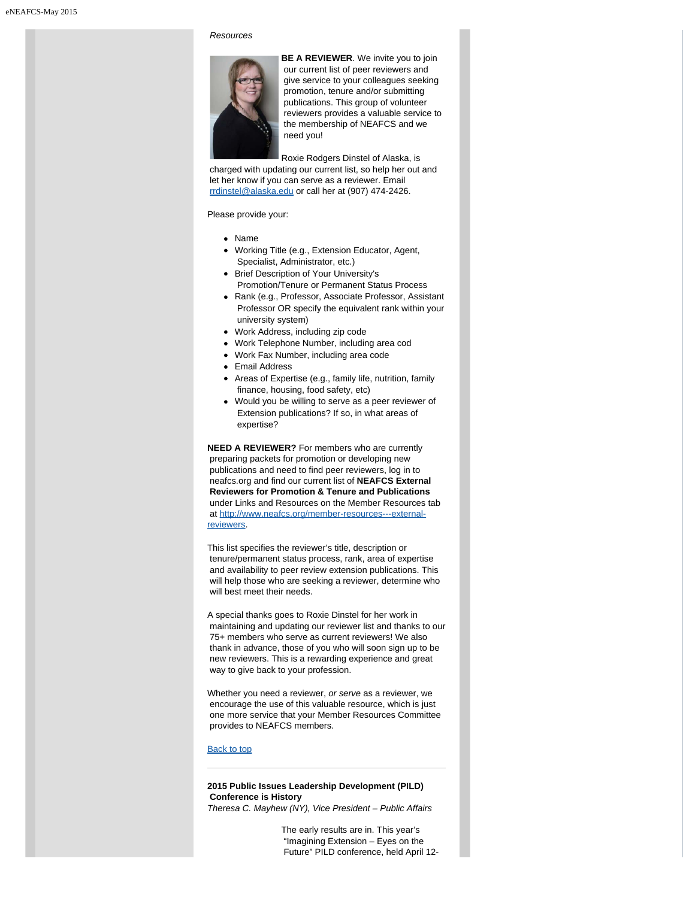*Resources*

**BE A REVIEWER**. We invite you to join our current list of peer reviewers and give service to your colleagues seeking promotion, tenure and/or submitting publications. This group of volunteer reviewers provides a valuable service to the membership of NEAFCS and we need you!

Roxie Rodgers Dinstel of Alaska, is charged with updating our current list, so help her out and let her know if you can serve as a reviewer. Email rrdinstel@alaska.edu or call her at (907) 474-2426.

Please provide your:

- Name
- Working Title (e.g., Extension Educator, Agent, Specialist, Administrator, etc.)
- Brief Description of Your University's Promotion/Tenure or Permanent Status Process
- Rank (e.g., Professor, Associate Professor, Assistant Professor OR specify the equivalent rank within your university system)
- Work Address, including zip code
- Work Telephone Number, including area cod
- Work Fax Number, including area code
- Email Address
- Areas of Expertise (e.g., family life, nutrition, family finance, housing, food safety, etc)
- Would you be willing to serve as a peer reviewer of Extension publications? If so, in what areas of expertise?

**NEED A REVIEWER?** For members who are currently preparing packets for promotion or developing new publications and need to find peer reviewers, log in to neafcs.org and find our current list of **NEAFCS External Reviewers for Promotion & Tenure and Publications** under Links and Resources on the Member Resources tab at http://www.neafcs.org/member-resources---external-reviewers.

This list specifies the reviewer's title, description or tenure/permanent status process, rank, area of expertise and availability to peer review extension publications. This will help those who are seeking a reviewer, determine who will best meet their needs.

A special thanks goes to Roxie Dinstel for her work in maintaining and updating our reviewer list and thanks to our 75+ members who serve as current reviewers! We also thank in advance, those of you who will soon sign up to be new reviewers. This is a rewarding experience and great way to give back to your profession.

Whether you need a reviewer, *or serve* as a reviewer, we encourage the use of this valuable resource, which is just one more service that your Member Resources Committee provides to NEAFCS members.

Back to top

---

**2015 Public Issues Leadership Development (PILD) Conference is History**

*Theresa C. Mayhew (NY), Vice President – Public Affairs*

The early results are in. This year's "Imagining Extension – Eyes on the Future" PILD conference, held April 12-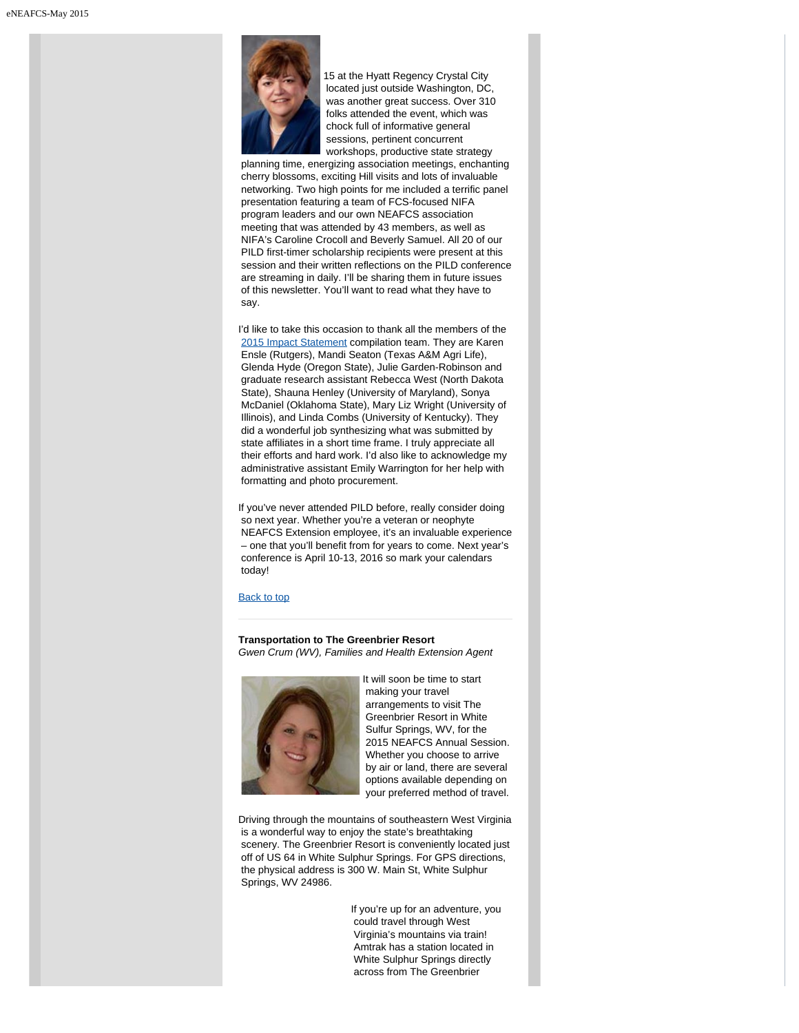15 at the Hyatt Regency Crystal City located just outside Washington, DC, was another great success. Over 310 folks attended the event, which was chock full of informative general sessions, pertinent concurrent workshops, productive state strategy planning time, energizing association meetings, enchanting cherry blossoms, exciting Hill visits and lots of invaluable networking. Two high points for me included a terrific panel presentation featuring a team of FCS-focused NIFA program leaders and our own NEAFCS association meeting that was attended by 43 members, as well as NIFA's Caroline Crocoll and Beverly Samuel. All 20 of our PILD first-timer scholarship recipients were present at this session and their written reflections on the PILD conference are streaming in daily. I'll be sharing them in future issues of this newsletter. You'll want to read what they have to say.

I'd like to take this occasion to thank all the members of the 2015 Impact Statement compilation team. They are Karen Ensle (Rutgers), Mandi Seaton (Texas A&M Agri Life), Glenda Hyde (Oregon State), Julie Garden-Robinson and graduate research assistant Rebecca West (North Dakota State), Shauna Henley (University of Maryland), Sonya McDaniel (Oklahoma State), Mary Liz Wright (University of Illinois), and Linda Combs (University of Kentucky). They did a wonderful job synthesizing what was submitted by state affiliates in a short time frame. I truly appreciate all their efforts and hard work. I'd also like to acknowledge my administrative assistant Emily Warrington for her help with formatting and photo procurement.

If you've never attended PILD before, really consider doing so next year. Whether you're a veteran or neophyte NEAFCS Extension employee, it's an invaluable experience – one that you'll benefit from for years to come. Next year's conference is April 10-13, 2016 so mark your calendars today!

Back to top

---

**Transportation to The Greenbrier Resort**
*Gwen Crum (WV), Families and Health Extension Agent*

It will soon be time to start making your travel arrangements to visit The Greenbrier Resort in White Sulfur Springs, WV, for the 2015 NEAFCS Annual Session. Whether you choose to arrive by air or land, there are several options available depending on your preferred method of travel.

Driving through the mountains of southeastern West Virginia is a wonderful way to enjoy the state's breathtaking scenery. The Greenbrier Resort is conveniently located just off of US 64 in White Sulphur Springs. For GPS directions, the physical address is 300 W. Main St, White Sulphur Springs, WV 24986.

If you're up for an adventure, you could travel through West Virginia's mountains via train! Amtrak has a station located in White Sulphur Springs directly across from The Greenbrier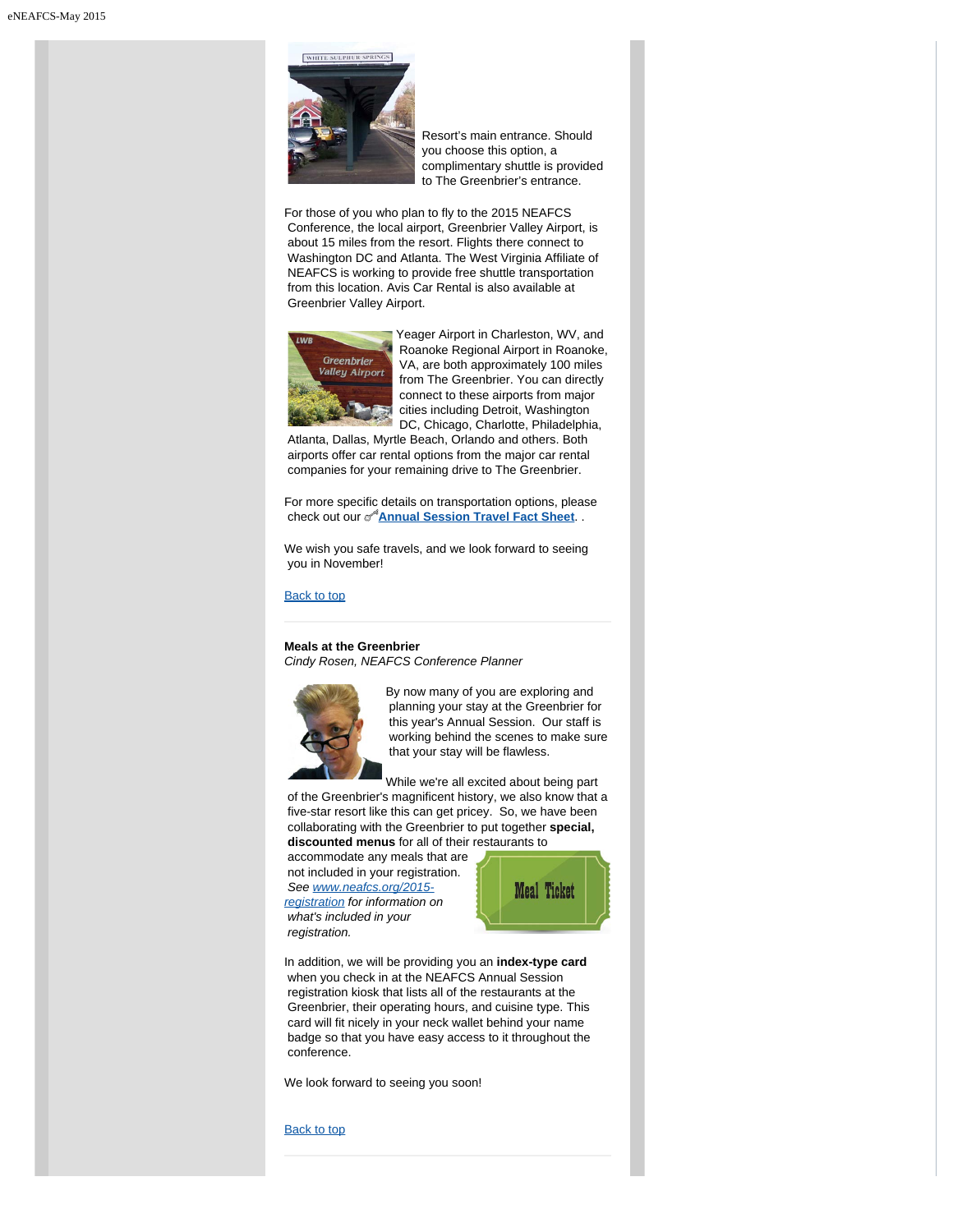Resort's main entrance. Should you choose this option, a complimentary shuttle is provided to The Greenbrier's entrance.

For those of you who plan to fly to the 2015 NEAFCS Conference, the local airport, Greenbrier Valley Airport, is about 15 miles from the resort. Flights there connect to Washington DC and Atlanta. The West Virginia Affiliate of NEAFCS is working to provide free shuttle transportation from this location. Avis Car Rental is also available at Greenbrier Valley Airport.

Yeager Airport in Charleston, WV, and Roanoke Regional Airport in Roanoke, VA, are both approximately 100 miles from The Greenbrier. You can directly connect to these airports from major cities including Detroit, Washington DC, Chicago, Charlotte, Philadelphia, Atlanta, Dallas, Myrtle Beach, Orlando and others. Both airports offer car rental options from the major car rental companies for your remaining drive to The Greenbrier.

For more specific details on transportation options, please check out our **Annual Session Travel Fact Sheet**. .

We wish you safe travels, and we look forward to seeing you in November!

Back to top

---

**Meals at the Greenbrier**
*Cindy Rosen, NEAFCS Conference Planner*

By now many of you are exploring and planning your stay at the Greenbrier for this year's Annual Session. Our staff is working behind the scenes to make sure that your stay will be flawless.

While we're all excited about being part of the Greenbrier's magnificent history, we also know that a five-star resort like this can get pricey. So, we have been collaborating with the Greenbrier to put together **special, discounted menus** for all of their restaurants to accommodate any meals that are not included in your registration. *See www.neafcs.org/2015-registration for information on what's included in your registration.*

In addition, we will be providing you an **index-type card** when you check in at the NEAFCS Annual Session registration kiosk that lists all of the restaurants at the Greenbrier, their operating hours, and cuisine type. This card will fit nicely in your neck wallet behind your name badge so that you have easy access to it throughout the conference.

We look forward to seeing you soon!

Back to top

---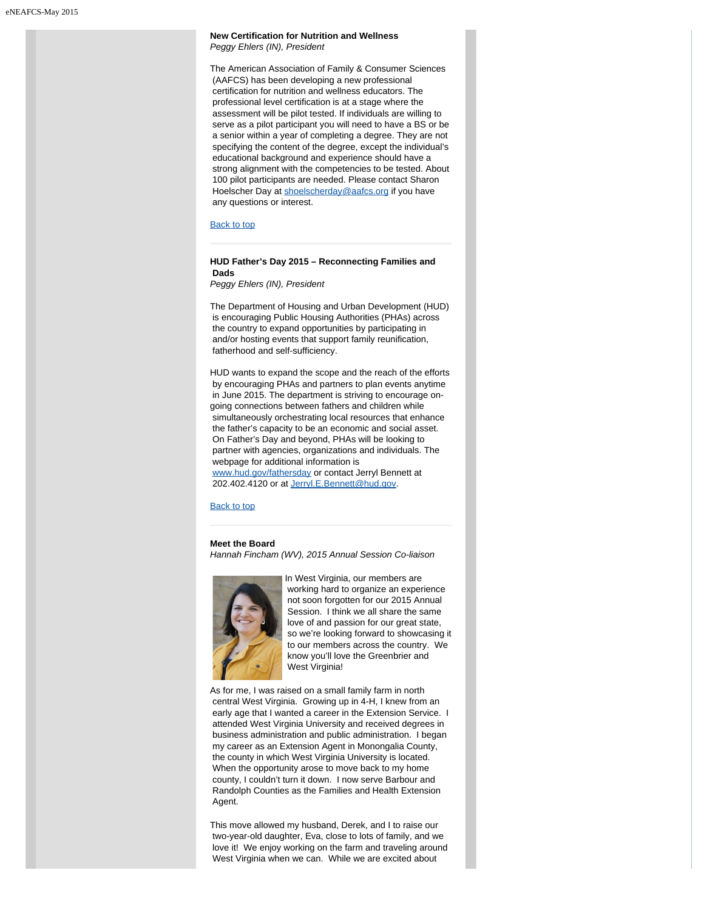**New Certification for Nutrition and Wellness**
*Peggy Ehlers (IN), President*

The American Association of Family & Consumer Sciences (AAFCS) has been developing a new professional certification for nutrition and wellness educators. The professional level certification is at a stage where the assessment will be pilot tested. If individuals are willing to serve as a pilot participant you will need to have a BS or be a senior within a year of completing a degree. They are not specifying the content of the degree, except the individual's educational background and experience should have a strong alignment with the competencies to be tested. About 100 pilot participants are needed. Please contact Sharon Hoelscher Day at shoelscherday@aafcs.org if you have any questions or interest.

Back to top

---

**HUD Father's Day 2015 – Reconnecting Families and Dads**
*Peggy Ehlers (IN), President*

The Department of Housing and Urban Development (HUD) is encouraging Public Housing Authorities (PHAs) across the country to expand opportunities by participating in and/or hosting events that support family reunification, fatherhood and self-sufficiency.

HUD wants to expand the scope and the reach of the efforts by encouraging PHAs and partners to plan events anytime in June 2015. The department is striving to encourage on-going connections between fathers and children while simultaneously orchestrating local resources that enhance the father's capacity to be an economic and social asset. On Father's Day and beyond, PHAs will be looking to partner with agencies, organizations and individuals. The webpage for additional information is www.hud.gov/fathersday or contact Jerryl Bennett at 202.402.4120 or at Jerryl.E.Bennett@hud.gov.

Back to top

---

**Meet the Board**
*Hannah Fincham (WV), 2015 Annual Session Co-liaison*

In West Virginia, our members are working hard to organize an experience not soon forgotten for our 2015 Annual Session. I think we all share the same love of and passion for our great state, so we're looking forward to showcasing it to our members across the country. We know you'll love the Greenbrier and West Virginia!

As for me, I was raised on a small family farm in north central West Virginia. Growing up in 4-H, I knew from an early age that I wanted a career in the Extension Service. I attended West Virginia University and received degrees in business administration and public administration. I began my career as an Extension Agent in Monongalia County, the county in which West Virginia University is located. When the opportunity arose to move back to my home county, I couldn't turn it down. I now serve Barbour and Randolph Counties as the Families and Health Extension Agent.

This move allowed my husband, Derek, and I to raise our two-year-old daughter, Eva, close to lots of family, and we love it! We enjoy working on the farm and traveling around West Virginia when we can. While we are excited about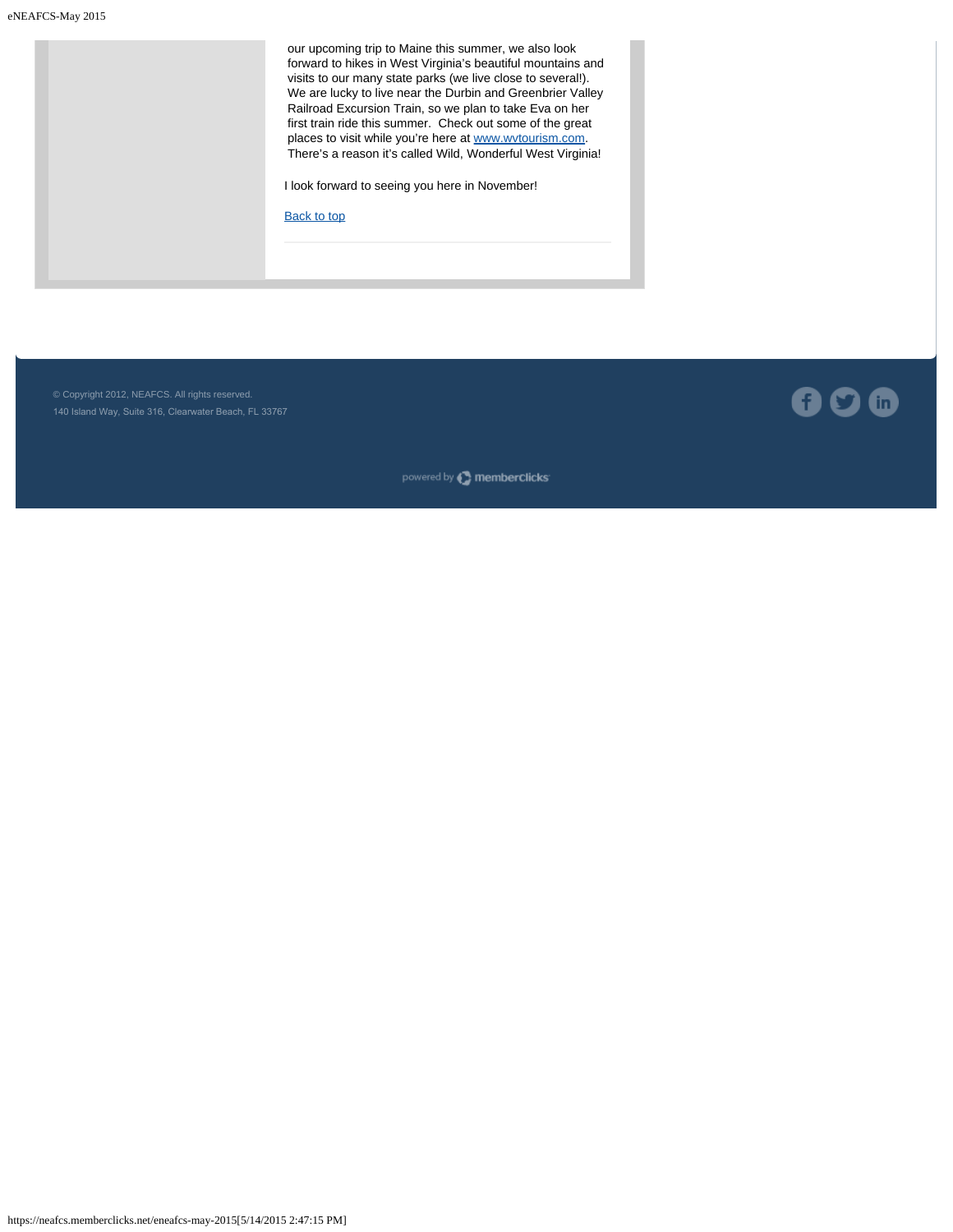our upcoming trip to Maine this summer, we also look forward to hikes in West Virginia's beautiful mountains and visits to our many state parks (we live close to several!). We are lucky to live near the Durbin and Greenbrier Valley Railroad Excursion Train, so we plan to take Eva on her first train ride this summer. Check out some of the great places to visit while you're here at [www.wvtourism.com](http://www.wvtourism.com). There's a reason it's called Wild, Wonderful West Virginia!

I look forward to seeing you here in November!

Back to top

© Copyright 2012, NEAFCS. All rights reserved.
140 Island Way, Suite 316, Clearwater Beach, FL 33767

powered by memberclicks